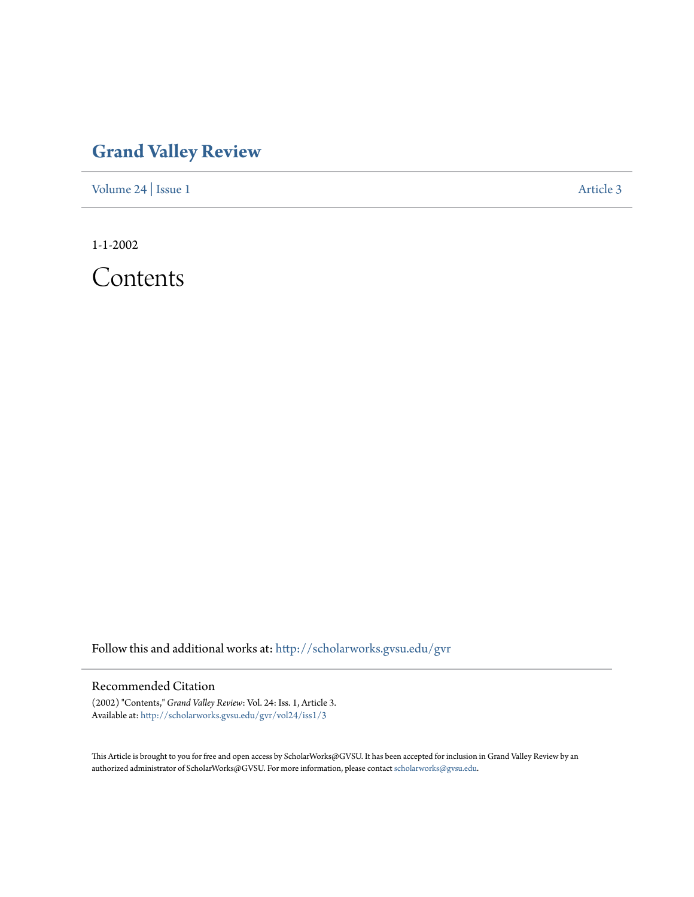# Grand Valley Review

Volume 24 | Issue 1 Article 3

1-1-2002

# Contents

Follow this and additional works at: http://scholarworks.gvsu.edu/gvr

## Recommended Citation

(2002) "Contents," *Grand Valley Review*: Vol. 24: Iss. 1, Article 3.
Available at: http://scholarworks.gvsu.edu/gvr/vol24/iss1/3

This Article is brought to you for free and open access by ScholarWorks@GVSU. It has been accepted for inclusion in Grand Valley Review by an authorized administrator of ScholarWorks@GVSU. For more information, please contact scholarworks@gvsu.edu.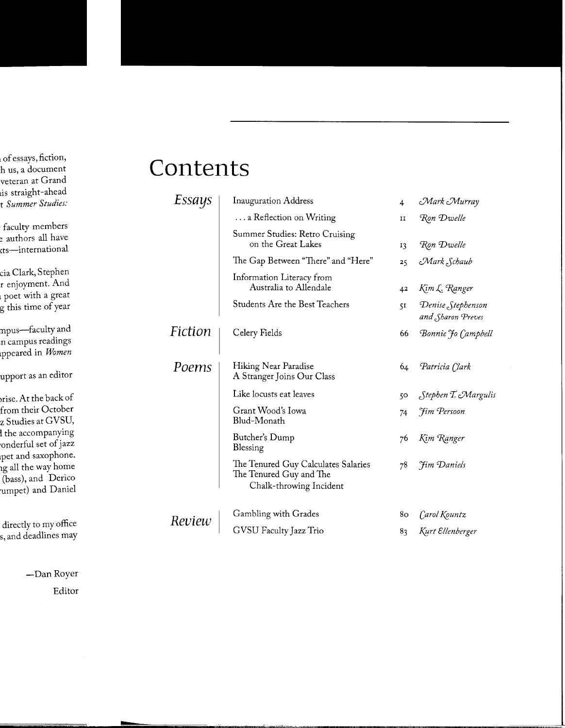of essays, fiction,
h us, a document
veteran at Grand
is straight-ahead
t *Summer Studies:*

faculty members
authors all have
ts—international

cia Clark, Stephen
r enjoyment. And
poet with a great
g this time of year

mpus—faculty and
n campus readings
ppeared in *Women*

upport as an editor

rise. At the back of
from their October
z Studies at GVSU,
l the accompanying
onderful set of jazz
pet and saxophone.
g all the way home
(bass), and Derico
umpet) and Daniel

directly to my office
s, and deadlines may

—Dan Royer

Editor

# Contents

| | | | |
|---|---|---|---|
| *Essays* | Inauguration Address | 4 | *Mark Murray* |
| | . . . a Reflection on Writing | 11 | *Ron Dwelle* |
| | Summer Studies: Retro Cruising on the Great Lakes | 13 | *Ron Dwelle* |
| | The Gap Between "There" and "Here" | 25 | *Mark Schaub* |
| | Information Literacy from Australia to Allendale | 42 | *Kim L. Ranger* |
| | Students Are the Best Teachers | 51 | *Denise Stephenson and Sharon Preves* |
| *Fiction* | Celery Fields | 66 | *Bonnie Jo Campbell* |
| *Poems* | Hiking Near Paradise<br>A Stranger Joins Our Class | 64 | *Patricia Clark* |
| | Like locusts eat leaves | 50 | *Stephen T. Margulis* |
| | Grant Wood's Iowa<br>Blud-Monath | 74 | *Jim Persoon* |
| | Butcher's Dump<br>Blessing | 76 | *Kim Ranger* |
| | The Tenured Guy Calculates Salaries<br>The Tenured Guy and The Chalk-throwing Incident | 78 | *Jim Daniels* |
| *Review* | Gambling with Grades | 80 | *Carol Kountz* |
| | GVSU Faculty Jazz Trio | 83 | *Kurt Ellenberger* |